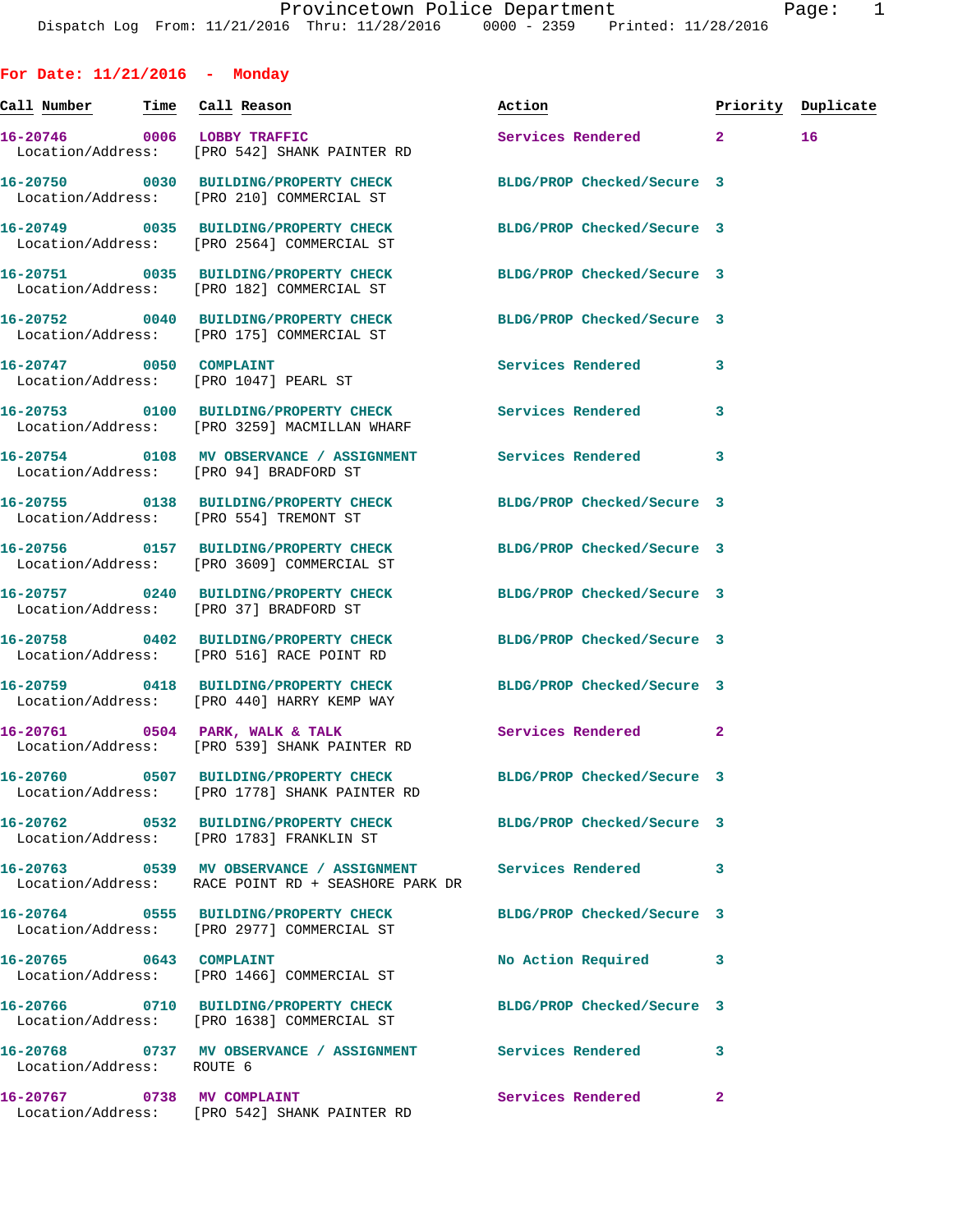Provincetown Police Department
Dispatch Log From: 11/21/2016 Thru: 11/28/2016 0000 - 2359 Printed: 11/28/2016

**For Date: 11/21/2016 - Monday**

| Call Number | Time | Call Reason | Action | Priority | Duplicate |
|---|---|---|---|---|---|
| 16-20746 | 0006 | LOBBY TRAFFIC | Services Rendered | 2 | 16 |
| Location/Address: | | [PRO 542] SHANK PAINTER RD | | | |
| 16-20750 | 0030 | BUILDING/PROPERTY CHECK | BLDG/PROP Checked/Secure | 3 | |
| Location/Address: | | [PRO 210] COMMERCIAL ST | | | |
| 16-20749 | 0035 | BUILDING/PROPERTY CHECK | BLDG/PROP Checked/Secure | 3 | |
| Location/Address: | | [PRO 2564] COMMERCIAL ST | | | |
| 16-20751 | 0035 | BUILDING/PROPERTY CHECK | BLDG/PROP Checked/Secure | 3 | |
| Location/Address: | | [PRO 182] COMMERCIAL ST | | | |
| 16-20752 | 0040 | BUILDING/PROPERTY CHECK | BLDG/PROP Checked/Secure | 3 | |
| Location/Address: | | [PRO 175] COMMERCIAL ST | | | |
| 16-20747 | 0050 | COMPLAINT | Services Rendered | 3 | |
| Location/Address: | | [PRO 1047] PEARL ST | | | |
| 16-20753 | 0100 | BUILDING/PROPERTY CHECK | Services Rendered | 3 | |
| Location/Address: | | [PRO 3259] MACMILLAN WHARF | | | |
| 16-20754 | 0108 | MV OBSERVANCE / ASSIGNMENT | Services Rendered | 3 | |
| Location/Address: | | [PRO 94] BRADFORD ST | | | |
| 16-20755 | 0138 | BUILDING/PROPERTY CHECK | BLDG/PROP Checked/Secure | 3 | |
| Location/Address: | | [PRO 554] TREMONT ST | | | |
| 16-20756 | 0157 | BUILDING/PROPERTY CHECK | BLDG/PROP Checked/Secure | 3 | |
| Location/Address: | | [PRO 3609] COMMERCIAL ST | | | |
| 16-20757 | 0240 | BUILDING/PROPERTY CHECK | BLDG/PROP Checked/Secure | 3 | |
| Location/Address: | | [PRO 37] BRADFORD ST | | | |
| 16-20758 | 0402 | BUILDING/PROPERTY CHECK | BLDG/PROP Checked/Secure | 3 | |
| Location/Address: | | [PRO 516] RACE POINT RD | | | |
| 16-20759 | 0418 | BUILDING/PROPERTY CHECK | BLDG/PROP Checked/Secure | 3 | |
| Location/Address: | | [PRO 440] HARRY KEMP WAY | | | |
| 16-20761 | 0504 | PARK, WALK & TALK | Services Rendered | 2 | |
| Location/Address: | | [PRO 539] SHANK PAINTER RD | | | |
| 16-20760 | 0507 | BUILDING/PROPERTY CHECK | BLDG/PROP Checked/Secure | 3 | |
| Location/Address: | | [PRO 1778] SHANK PAINTER RD | | | |
| 16-20762 | 0532 | BUILDING/PROPERTY CHECK | BLDG/PROP Checked/Secure | 3 | |
| Location/Address: | | [PRO 1783] FRANKLIN ST | | | |
| 16-20763 | 0539 | MV OBSERVANCE / ASSIGNMENT | Services Rendered | 3 | |
| Location/Address: | | RACE POINT RD + SEASHORE PARK DR | | | |
| 16-20764 | 0555 | BUILDING/PROPERTY CHECK | BLDG/PROP Checked/Secure | 3 | |
| Location/Address: | | [PRO 2977] COMMERCIAL ST | | | |
| 16-20765 | 0643 | COMPLAINT | No Action Required | 3 | |
| Location/Address: | | [PRO 1466] COMMERCIAL ST | | | |
| 16-20766 | 0710 | BUILDING/PROPERTY CHECK | BLDG/PROP Checked/Secure | 3 | |
| Location/Address: | | [PRO 1638] COMMERCIAL ST | | | |
| 16-20768 | 0737 | MV OBSERVANCE / ASSIGNMENT | Services Rendered | 3 | |
| Location/Address: | | ROUTE 6 | | | |
| 16-20767 | 0738 | MV COMPLAINT | Services Rendered | 2 | |
| Location/Address: | | [PRO 542] SHANK PAINTER RD | | | |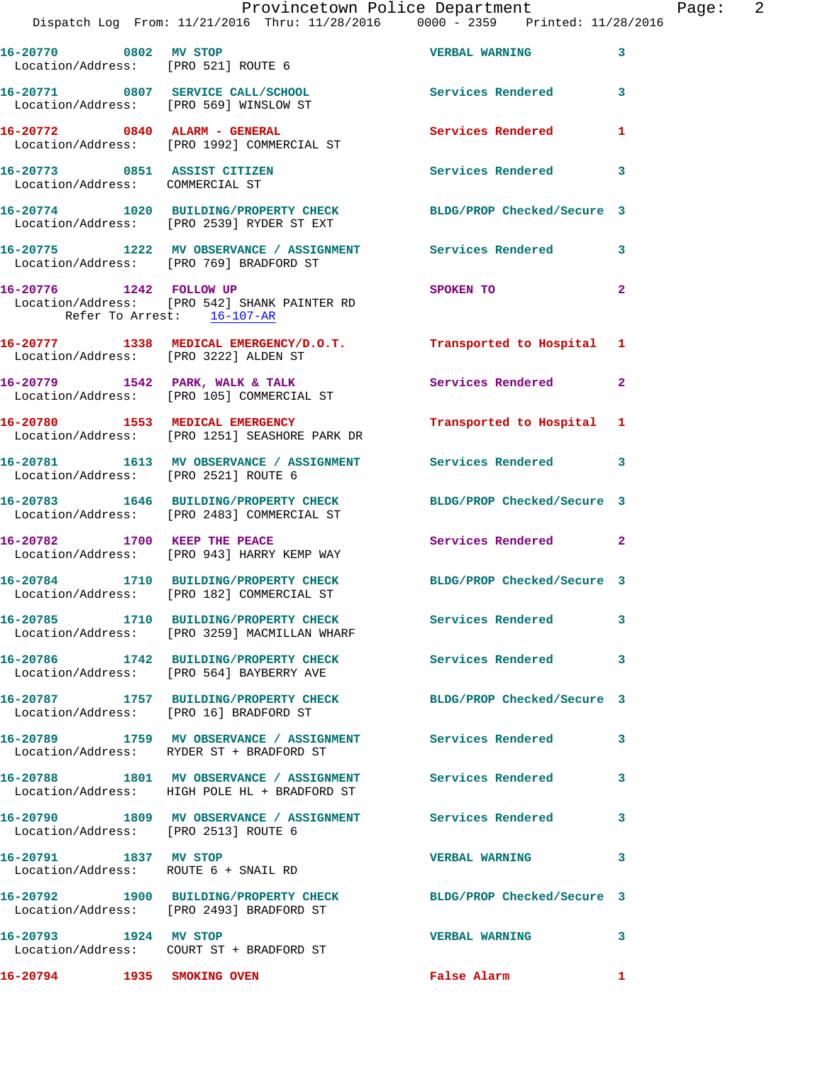16-20770 0802 MV STOP VERBAL WARNING 3
Location/Address: [PRO 521] ROUTE 6

16-20771 0807 SERVICE CALL/SCHOOL Services Rendered 3
Location/Address: [PRO 569] WINSLOW ST

16-20772 0840 ALARM - GENERAL Services Rendered 1
Location/Address: [PRO 1992] COMMERCIAL ST

16-20773 0851 ASSIST CITIZEN Services Rendered 3
Location/Address: COMMERCIAL ST

16-20774 1020 BUILDING/PROPERTY CHECK BLDG/PROP Checked/Secure 3
Location/Address: [PRO 2539] RYDER ST EXT

16-20775 1222 MV OBSERVANCE / ASSIGNMENT Services Rendered 3
Location/Address: [PRO 769] BRADFORD ST

16-20776 1242 FOLLOW UP SPOKEN TO 2
Location/Address: [PRO 542] SHANK PAINTER RD
Refer To Arrest: 16-107-AR

16-20777 1338 MEDICAL EMERGENCY/D.O.T. Transported to Hospital 1
Location/Address: [PRO 3222] ALDEN ST

16-20779 1542 PARK, WALK & TALK Services Rendered 2
Location/Address: [PRO 105] COMMERCIAL ST

16-20780 1553 MEDICAL EMERGENCY Transported to Hospital 1
Location/Address: [PRO 1251] SEASHORE PARK DR

16-20781 1613 MV OBSERVANCE / ASSIGNMENT Services Rendered 3
Location/Address: [PRO 2521] ROUTE 6

16-20783 1646 BUILDING/PROPERTY CHECK BLDG/PROP Checked/Secure 3
Location/Address: [PRO 2483] COMMERCIAL ST

16-20782 1700 KEEP THE PEACE Services Rendered 2
Location/Address: [PRO 943] HARRY KEMP WAY

16-20784 1710 BUILDING/PROPERTY CHECK BLDG/PROP Checked/Secure 3
Location/Address: [PRO 182] COMMERCIAL ST

16-20785 1710 BUILDING/PROPERTY CHECK Services Rendered 3
Location/Address: [PRO 3259] MACMILLAN WHARF

16-20786 1742 BUILDING/PROPERTY CHECK Services Rendered 3
Location/Address: [PRO 564] BAYBERRY AVE

16-20787 1757 BUILDING/PROPERTY CHECK BLDG/PROP Checked/Secure 3
Location/Address: [PRO 16] BRADFORD ST

16-20789 1759 MV OBSERVANCE / ASSIGNMENT Services Rendered 3
Location/Address: RYDER ST + BRADFORD ST

16-20788 1801 MV OBSERVANCE / ASSIGNMENT Services Rendered 3
Location/Address: HIGH POLE HL + BRADFORD ST

16-20790 1809 MV OBSERVANCE / ASSIGNMENT Services Rendered 3
Location/Address: [PRO 2513] ROUTE 6

16-20791 1837 MV STOP VERBAL WARNING 3
Location/Address: ROUTE 6 + SNAIL RD

16-20792 1900 BUILDING/PROPERTY CHECK BLDG/PROP Checked/Secure 3
Location/Address: [PRO 2493] BRADFORD ST

16-20793 1924 MV STOP VERBAL WARNING 3
Location/Address: COURT ST + BRADFORD ST

16-20794 1935 SMOKING OVEN False Alarm 1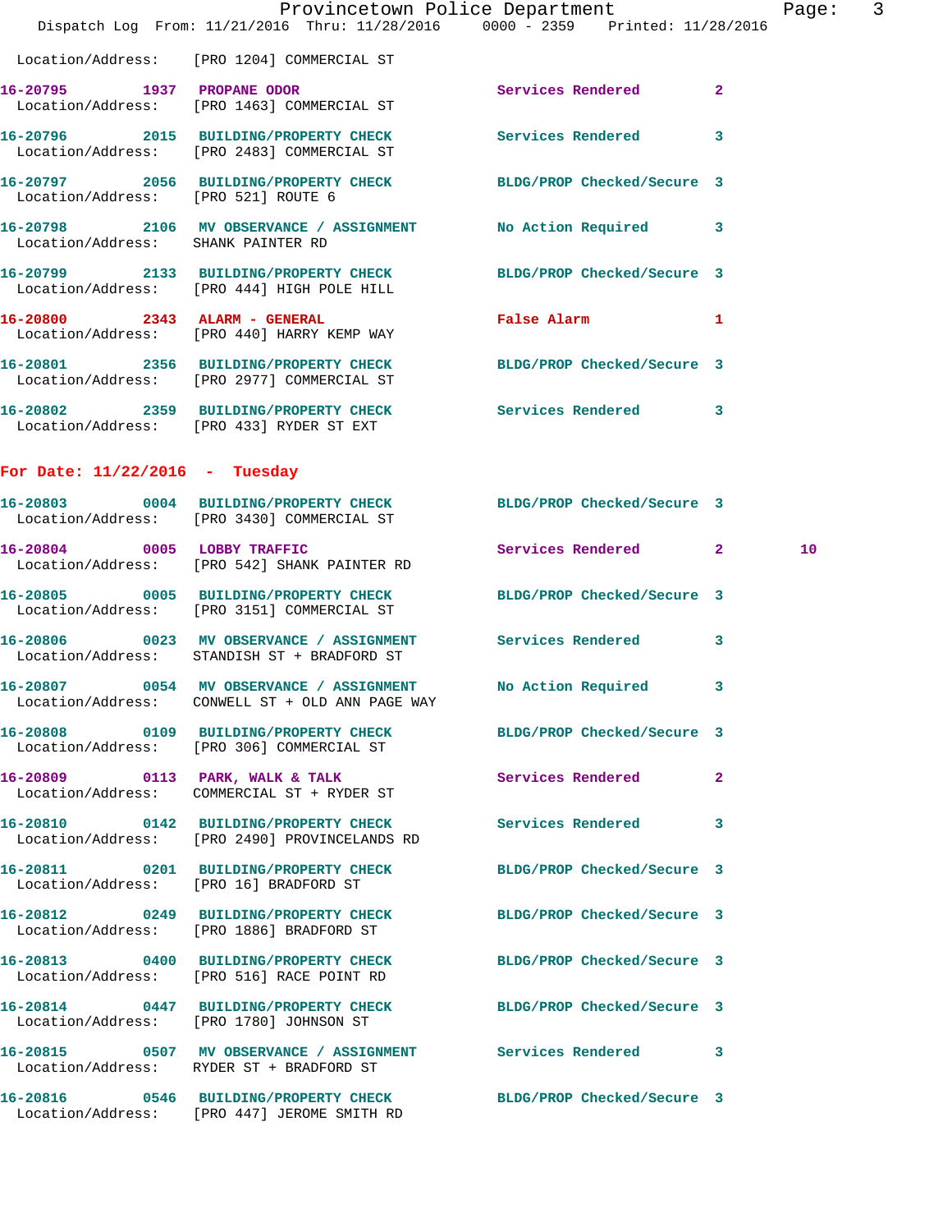Location/Address: [PRO 1204] COMMERCIAL ST

| Call Number | Time | Call Reason | Action | Priority | |
|---|---|---|---|---|---|
| 16-20795 | 1937 | PROPANE ODOR | Services Rendered | 2 | |
| | | Location/Address: [PRO 1463] COMMERCIAL ST | | | |
| 16-20796 | 2015 | BUILDING/PROPERTY CHECK | Services Rendered | 3 | |
| | | Location/Address: [PRO 2483] COMMERCIAL ST | | | |
| 16-20797 | 2056 | BUILDING/PROPERTY CHECK | BLDG/PROP Checked/Secure | 3 | |
| | | Location/Address: [PRO 521] ROUTE 6 | | | |
| 16-20798 | 2106 | MV OBSERVANCE / ASSIGNMENT | No Action Required | 3 | |
| | | Location/Address: SHANK PAINTER RD | | | |
| 16-20799 | 2133 | BUILDING/PROPERTY CHECK | BLDG/PROP Checked/Secure | 3 | |
| | | Location/Address: [PRO 444] HIGH POLE HILL | | | |
| 16-20800 | 2343 | ALARM - GENERAL | False Alarm | 1 | |
| | | Location/Address: [PRO 440] HARRY KEMP WAY | | | |
| 16-20801 | 2356 | BUILDING/PROPERTY CHECK | BLDG/PROP Checked/Secure | 3 | |
| | | Location/Address: [PRO 2977] COMMERCIAL ST | | | |
| 16-20802 | 2359 | BUILDING/PROPERTY CHECK | Services Rendered | 3 | |
| | | Location/Address: [PRO 433] RYDER ST EXT | | | |

## For Date: 11/22/2016 - Tuesday

| Call Number | Time | Call Reason | Action | Priority | |
|---|---|---|---|---|---|
| 16-20803 | 0004 | BUILDING/PROPERTY CHECK | BLDG/PROP Checked/Secure | 3 | |
| | | Location/Address: [PRO 3430] COMMERCIAL ST | | | |
| 16-20804 | 0005 | LOBBY TRAFFIC | Services Rendered | 2 | 10 |
| | | Location/Address: [PRO 542] SHANK PAINTER RD | | | |
| 16-20805 | 0005 | BUILDING/PROPERTY CHECK | BLDG/PROP Checked/Secure | 3 | |
| | | Location/Address: [PRO 3151] COMMERCIAL ST | | | |
| 16-20806 | 0023 | MV OBSERVANCE / ASSIGNMENT | Services Rendered | 3 | |
| | | Location/Address: STANDISH ST + BRADFORD ST | | | |
| 16-20807 | 0054 | MV OBSERVANCE / ASSIGNMENT | No Action Required | 3 | |
| | | Location/Address: CONWELL ST + OLD ANN PAGE WAY | | | |
| 16-20808 | 0109 | BUILDING/PROPERTY CHECK | BLDG/PROP Checked/Secure | 3 | |
| | | Location/Address: [PRO 306] COMMERCIAL ST | | | |
| 16-20809 | 0113 | PARK, WALK & TALK | Services Rendered | 2 | |
| | | Location/Address: COMMERCIAL ST + RYDER ST | | | |
| 16-20810 | 0142 | BUILDING/PROPERTY CHECK | Services Rendered | 3 | |
| | | Location/Address: [PRO 2490] PROVINCELANDS RD | | | |
| 16-20811 | 0201 | BUILDING/PROPERTY CHECK | BLDG/PROP Checked/Secure | 3 | |
| | | Location/Address: [PRO 16] BRADFORD ST | | | |
| 16-20812 | 0249 | BUILDING/PROPERTY CHECK | BLDG/PROP Checked/Secure | 3 | |
| | | Location/Address: [PRO 1886] BRADFORD ST | | | |
| 16-20813 | 0400 | BUILDING/PROPERTY CHECK | BLDG/PROP Checked/Secure | 3 | |
| | | Location/Address: [PRO 516] RACE POINT RD | | | |
| 16-20814 | 0447 | BUILDING/PROPERTY CHECK | BLDG/PROP Checked/Secure | 3 | |
| | | Location/Address: [PRO 1780] JOHNSON ST | | | |
| 16-20815 | 0507 | MV OBSERVANCE / ASSIGNMENT | Services Rendered | 3 | |
| | | Location/Address: RYDER ST + BRADFORD ST | | | |
| 16-20816 | 0546 | BUILDING/PROPERTY CHECK | BLDG/PROP Checked/Secure | 3 | |
| | | Location/Address: [PRO 447] JEROME SMITH RD | | | |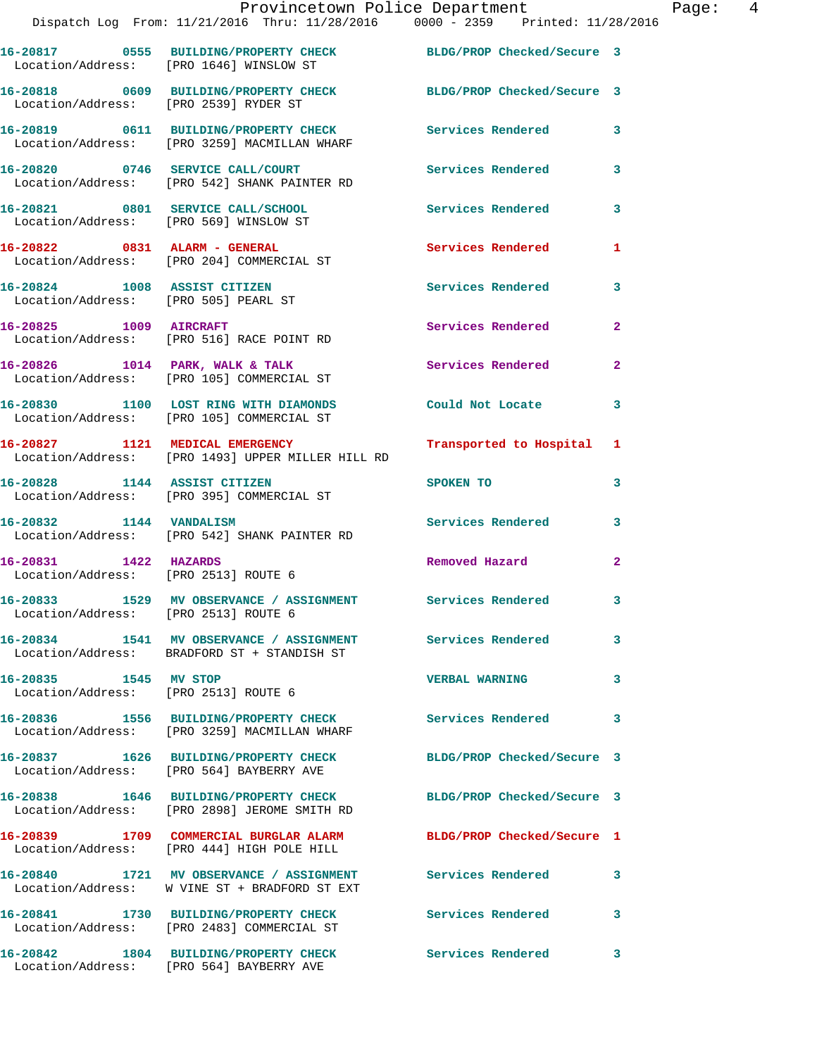16-20817 0555 BUILDING/PROPERTY CHECK BLDG/PROP Checked/Secure 3
Location/Address: [PRO 1646] WINSLOW ST

16-20818 0609 BUILDING/PROPERTY CHECK BLDG/PROP Checked/Secure 3
Location/Address: [PRO 2539] RYDER ST

16-20819 0611 BUILDING/PROPERTY CHECK Services Rendered 3
Location/Address: [PRO 3259] MACMILLAN WHARF

16-20820 0746 SERVICE CALL/COURT Services Rendered 3
Location/Address: [PRO 542] SHANK PAINTER RD

16-20821 0801 SERVICE CALL/SCHOOL Services Rendered 3
Location/Address: [PRO 569] WINSLOW ST

16-20822 0831 ALARM - GENERAL Services Rendered 1
Location/Address: [PRO 204] COMMERCIAL ST

16-20824 1008 ASSIST CITIZEN Services Rendered 3
Location/Address: [PRO 505] PEARL ST

16-20825 1009 AIRCRAFT Services Rendered 2
Location/Address: [PRO 516] RACE POINT RD

16-20826 1014 PARK, WALK & TALK Services Rendered 2
Location/Address: [PRO 105] COMMERCIAL ST

16-20830 1100 LOST RING WITH DIAMONDS Could Not Locate 3
Location/Address: [PRO 105] COMMERCIAL ST

16-20827 1121 MEDICAL EMERGENCY Transported to Hospital 1
Location/Address: [PRO 1493] UPPER MILLER HILL RD

16-20828 1144 ASSIST CITIZEN SPOKEN TO 3
Location/Address: [PRO 395] COMMERCIAL ST

16-20832 1144 VANDALISM Services Rendered 3
Location/Address: [PRO 542] SHANK PAINTER RD

16-20831 1422 HAZARDS Removed Hazard 2
Location/Address: [PRO 2513] ROUTE 6

16-20833 1529 MV OBSERVANCE / ASSIGNMENT Services Rendered 3
Location/Address: [PRO 2513] ROUTE 6

16-20834 1541 MV OBSERVANCE / ASSIGNMENT Services Rendered 3
Location/Address: BRADFORD ST + STANDISH ST

16-20835 1545 MV STOP VERBAL WARNING 3
Location/Address: [PRO 2513] ROUTE 6

16-20836 1556 BUILDING/PROPERTY CHECK Services Rendered 3
Location/Address: [PRO 3259] MACMILLAN WHARF

16-20837 1626 BUILDING/PROPERTY CHECK BLDG/PROP Checked/Secure 3
Location/Address: [PRO 564] BAYBERRY AVE

16-20838 1646 BUILDING/PROPERTY CHECK BLDG/PROP Checked/Secure 3
Location/Address: [PRO 2898] JEROME SMITH RD

16-20839 1709 COMMERCIAL BURGLAR ALARM BLDG/PROP Checked/Secure 1
Location/Address: [PRO 444] HIGH POLE HILL

16-20840 1721 MV OBSERVANCE / ASSIGNMENT Services Rendered 3
Location/Address: W VINE ST + BRADFORD ST EXT

16-20841 1730 BUILDING/PROPERTY CHECK Services Rendered 3
Location/Address: [PRO 2483] COMMERCIAL ST

16-20842 1804 BUILDING/PROPERTY CHECK Services Rendered 3
Location/Address: [PRO 564] BAYBERRY AVE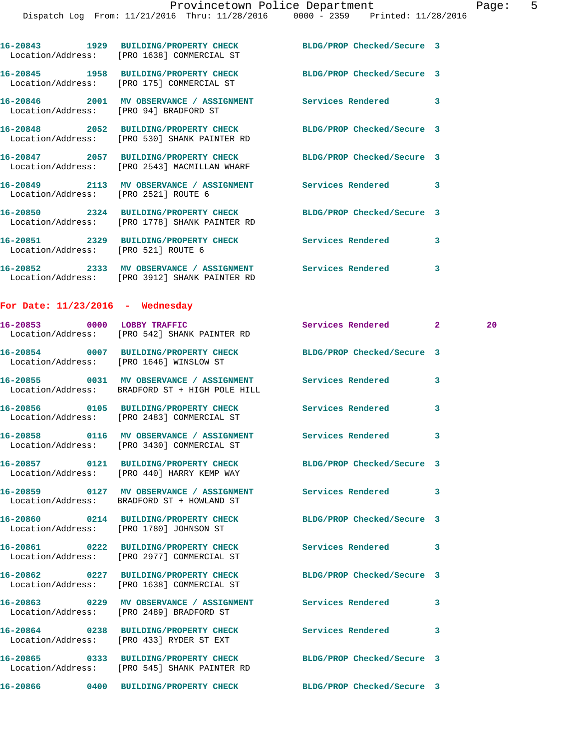16-20843 1929 BUILDING/PROPERTY CHECK BLDG/PROP Checked/Secure 3
Location/Address: [PRO 1638] COMMERCIAL ST

16-20845 1958 BUILDING/PROPERTY CHECK BLDG/PROP Checked/Secure 3
Location/Address: [PRO 175] COMMERCIAL ST

16-20846 2001 MV OBSERVANCE / ASSIGNMENT Services Rendered 3
Location/Address: [PRO 94] BRADFORD ST

16-20848 2052 BUILDING/PROPERTY CHECK BLDG/PROP Checked/Secure 3
Location/Address: [PRO 530] SHANK PAINTER RD

16-20847 2057 BUILDING/PROPERTY CHECK BLDG/PROP Checked/Secure 3
Location/Address: [PRO 2543] MACMILLAN WHARF

16-20849 2113 MV OBSERVANCE / ASSIGNMENT Services Rendered 3
Location/Address: [PRO 2521] ROUTE 6

16-20850 2324 BUILDING/PROPERTY CHECK BLDG/PROP Checked/Secure 3
Location/Address: [PRO 1778] SHANK PAINTER RD

16-20851 2329 BUILDING/PROPERTY CHECK Services Rendered 3
Location/Address: [PRO 521] ROUTE 6

16-20852 2333 MV OBSERVANCE / ASSIGNMENT Services Rendered 3
Location/Address: [PRO 3912] SHANK PAINTER RD

**For Date: 11/23/2016 - Wednesday**

16-20853 0000 LOBBY TRAFFIC Services Rendered 2 20
Location/Address: [PRO 542] SHANK PAINTER RD

16-20854 0007 BUILDING/PROPERTY CHECK BLDG/PROP Checked/Secure 3
Location/Address: [PRO 1646] WINSLOW ST

16-20855 0031 MV OBSERVANCE / ASSIGNMENT Services Rendered 3
Location/Address: BRADFORD ST + HIGH POLE HILL

16-20856 0105 BUILDING/PROPERTY CHECK Services Rendered 3
Location/Address: [PRO 2483] COMMERCIAL ST

16-20858 0116 MV OBSERVANCE / ASSIGNMENT Services Rendered 3
Location/Address: [PRO 3430] COMMERCIAL ST

16-20857 0121 BUILDING/PROPERTY CHECK BLDG/PROP Checked/Secure 3
Location/Address: [PRO 440] HARRY KEMP WAY

16-20859 0127 MV OBSERVANCE / ASSIGNMENT Services Rendered 3
Location/Address: BRADFORD ST + HOWLAND ST

16-20860 0214 BUILDING/PROPERTY CHECK BLDG/PROP Checked/Secure 3
Location/Address: [PRO 1780] JOHNSON ST

16-20861 0222 BUILDING/PROPERTY CHECK Services Rendered 3
Location/Address: [PRO 2977] COMMERCIAL ST

16-20862 0227 BUILDING/PROPERTY CHECK BLDG/PROP Checked/Secure 3
Location/Address: [PRO 1638] COMMERCIAL ST

16-20863 0229 MV OBSERVANCE / ASSIGNMENT Services Rendered 3
Location/Address: [PRO 2489] BRADFORD ST

16-20864 0238 BUILDING/PROPERTY CHECK Services Rendered 3
Location/Address: [PRO 433] RYDER ST EXT

16-20865 0333 BUILDING/PROPERTY CHECK BLDG/PROP Checked/Secure 3
Location/Address: [PRO 545] SHANK PAINTER RD

16-20866 0400 BUILDING/PROPERTY CHECK BLDG/PROP Checked/Secure 3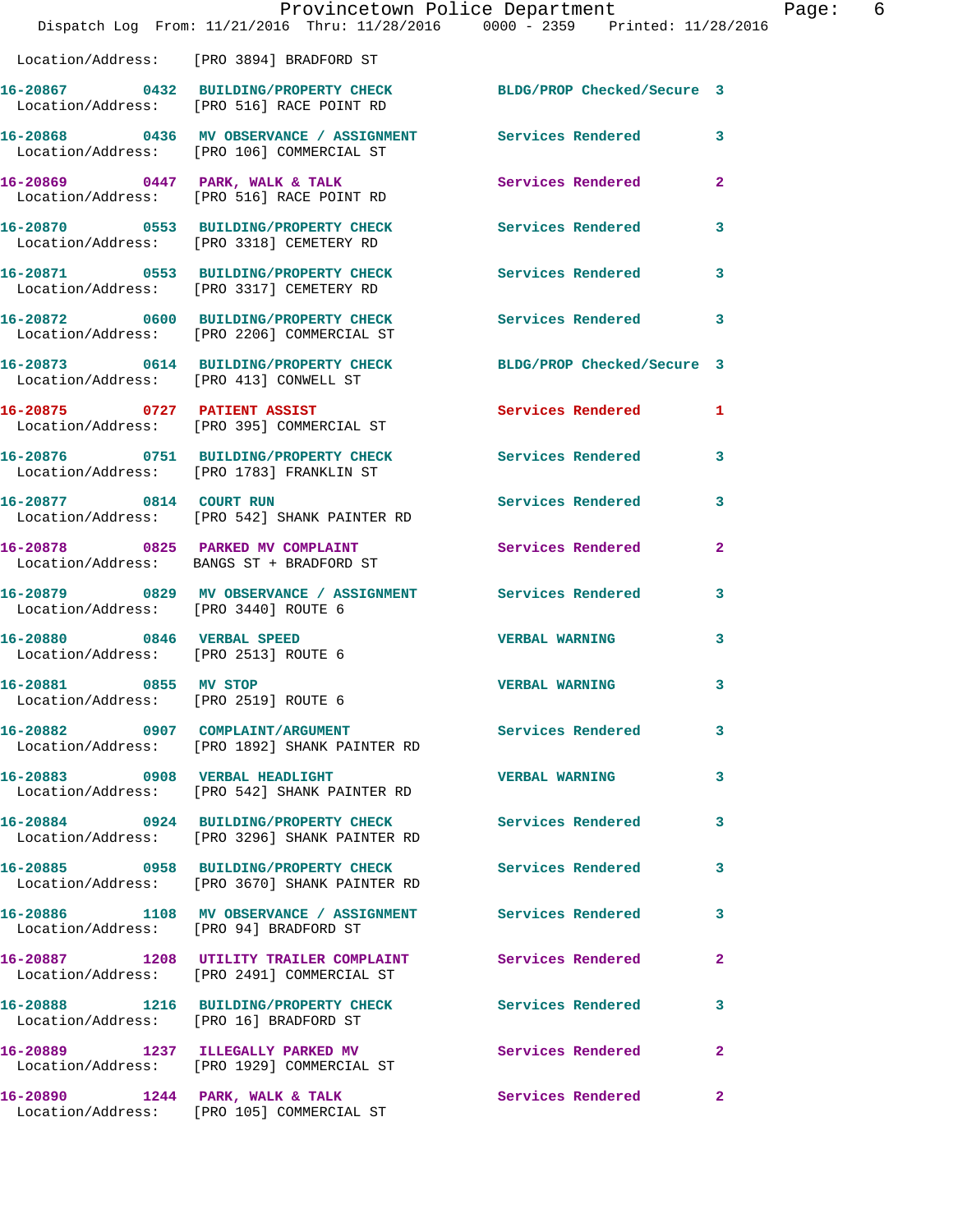Location/Address: [PRO 3894] BRADFORD ST

| Call Number | Time | Call Reason | Action | Priority |
|---|---|---|---|---|
| 16-20867 | 0432 | BUILDING/PROPERTY CHECK | BLDG/PROP Checked/Secure | 3 |
| Location/Address: [PRO 516] RACE POINT RD | | | | |
| 16-20868 | 0436 | MV OBSERVANCE / ASSIGNMENT | Services Rendered | 3 |
| Location/Address: [PRO 106] COMMERCIAL ST | | | | |
| 16-20869 | 0447 | PARK, WALK & TALK | Services Rendered | 2 |
| Location/Address: [PRO 516] RACE POINT RD | | | | |
| 16-20870 | 0553 | BUILDING/PROPERTY CHECK | Services Rendered | 3 |
| Location/Address: [PRO 3318] CEMETERY RD | | | | |
| 16-20871 | 0553 | BUILDING/PROPERTY CHECK | Services Rendered | 3 |
| Location/Address: [PRO 3317] CEMETERY RD | | | | |
| 16-20872 | 0600 | BUILDING/PROPERTY CHECK | Services Rendered | 3 |
| Location/Address: [PRO 2206] COMMERCIAL ST | | | | |
| 16-20873 | 0614 | BUILDING/PROPERTY CHECK | BLDG/PROP Checked/Secure | 3 |
| Location/Address: [PRO 413] CONWELL ST | | | | |
| 16-20875 | 0727 | PATIENT ASSIST | Services Rendered | 1 |
| Location/Address: [PRO 395] COMMERCIAL ST | | | | |
| 16-20876 | 0751 | BUILDING/PROPERTY CHECK | Services Rendered | 3 |
| Location/Address: [PRO 1783] FRANKLIN ST | | | | |
| 16-20877 | 0814 | COURT RUN | Services Rendered | 3 |
| Location/Address: [PRO 542] SHANK PAINTER RD | | | | |
| 16-20878 | 0825 | PARKED MV COMPLAINT | Services Rendered | 2 |
| Location/Address: BANGS ST + BRADFORD ST | | | | |
| 16-20879 | 0829 | MV OBSERVANCE / ASSIGNMENT | Services Rendered | 3 |
| Location/Address: [PRO 3440] ROUTE 6 | | | | |
| 16-20880 | 0846 | VERBAL SPEED | VERBAL WARNING | 3 |
| Location/Address: [PRO 2513] ROUTE 6 | | | | |
| 16-20881 | 0855 | MV STOP | VERBAL WARNING | 3 |
| Location/Address: [PRO 2519] ROUTE 6 | | | | |
| 16-20882 | 0907 | COMPLAINT/ARGUMENT | Services Rendered | 3 |
| Location/Address: [PRO 1892] SHANK PAINTER RD | | | | |
| 16-20883 | 0908 | VERBAL HEADLIGHT | VERBAL WARNING | 3 |
| Location/Address: [PRO 542] SHANK PAINTER RD | | | | |
| 16-20884 | 0924 | BUILDING/PROPERTY CHECK | Services Rendered | 3 |
| Location/Address: [PRO 3296] SHANK PAINTER RD | | | | |
| 16-20885 | 0958 | BUILDING/PROPERTY CHECK | Services Rendered | 3 |
| Location/Address: [PRO 3670] SHANK PAINTER RD | | | | |
| 16-20886 | 1108 | MV OBSERVANCE / ASSIGNMENT | Services Rendered | 3 |
| Location/Address: [PRO 94] BRADFORD ST | | | | |
| 16-20887 | 1208 | UTILITY TRAILER COMPLAINT | Services Rendered | 2 |
| Location/Address: [PRO 2491] COMMERCIAL ST | | | | |
| 16-20888 | 1216 | BUILDING/PROPERTY CHECK | Services Rendered | 3 |
| Location/Address: [PRO 16] BRADFORD ST | | | | |
| 16-20889 | 1237 | ILLEGALLY PARKED MV | Services Rendered | 2 |
| Location/Address: [PRO 1929] COMMERCIAL ST | | | | |
| 16-20890 | 1244 | PARK, WALK & TALK | Services Rendered | 2 |
| Location/Address: [PRO 105] COMMERCIAL ST | | | | |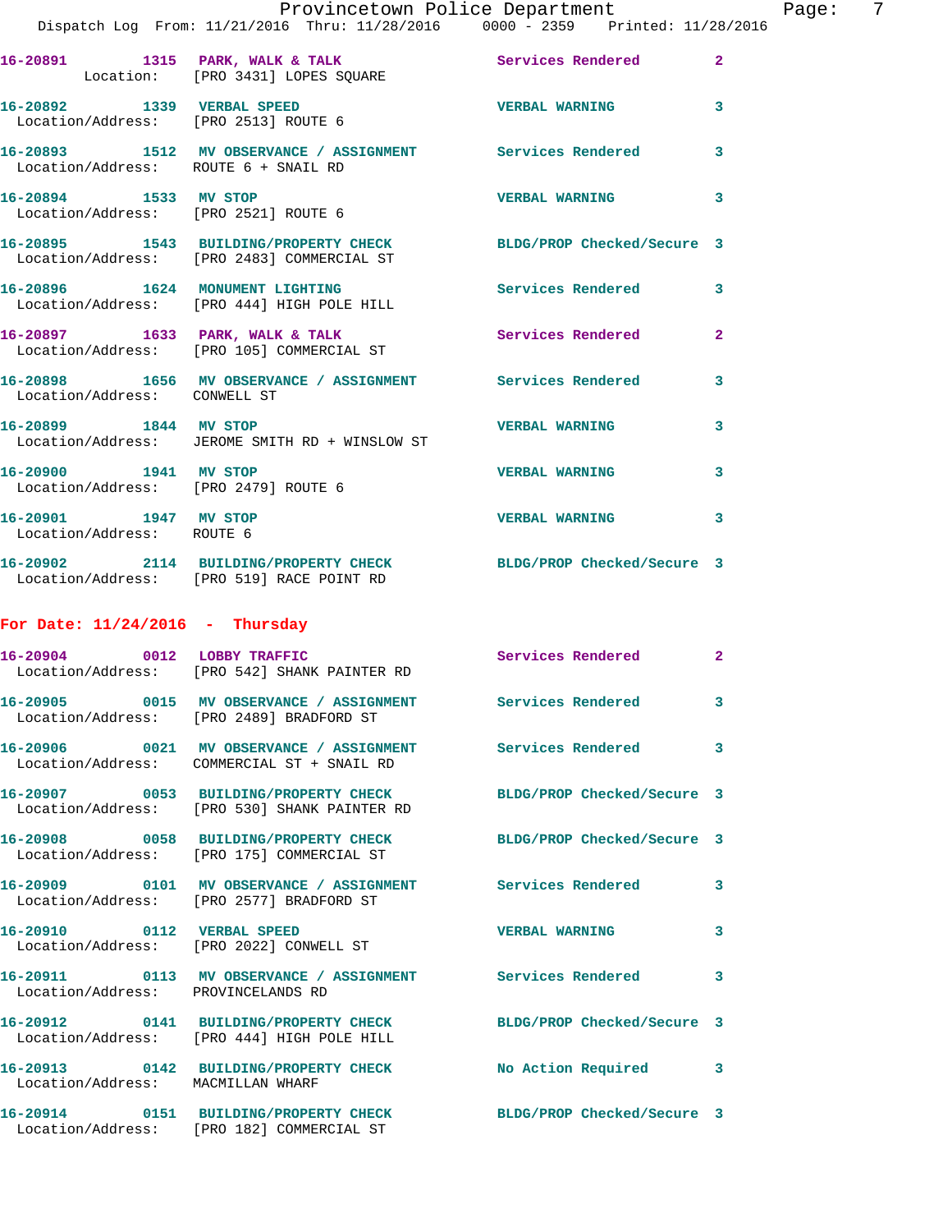16-20891 1315 PARK, WALK & TALK Services Rendered 2
Location: [PRO 3431] LOPES SQUARE

16-20892 1339 VERBAL SPEED VERBAL WARNING 3
Location/Address: [PRO 2513] ROUTE 6

16-20893 1512 MV OBSERVANCE / ASSIGNMENT Services Rendered 3
Location/Address: ROUTE 6 + SNAIL RD

16-20894 1533 MV STOP VERBAL WARNING 3
Location/Address: [PRO 2521] ROUTE 6

16-20895 1543 BUILDING/PROPERTY CHECK BLDG/PROP Checked/Secure 3
Location/Address: [PRO 2483] COMMERCIAL ST

16-20896 1624 MONUMENT LIGHTING Services Rendered 3
Location/Address: [PRO 444] HIGH POLE HILL

16-20897 1633 PARK, WALK & TALK Services Rendered 2
Location/Address: [PRO 105] COMMERCIAL ST

16-20898 1656 MV OBSERVANCE / ASSIGNMENT Services Rendered 3
Location/Address: CONWELL ST

16-20899 1844 MV STOP VERBAL WARNING 3
Location/Address: JEROME SMITH RD + WINSLOW ST

16-20900 1941 MV STOP VERBAL WARNING 3
Location/Address: [PRO 2479] ROUTE 6

16-20901 1947 MV STOP VERBAL WARNING 3
Location/Address: ROUTE 6

16-20902 2114 BUILDING/PROPERTY CHECK BLDG/PROP Checked/Secure 3
Location/Address: [PRO 519] RACE POINT RD

**For Date: 11/24/2016 - Thursday**

16-20904 0012 LOBBY TRAFFIC Services Rendered 2
Location/Address: [PRO 542] SHANK PAINTER RD

16-20905 0015 MV OBSERVANCE / ASSIGNMENT Services Rendered 3
Location/Address: [PRO 2489] BRADFORD ST

16-20906 0021 MV OBSERVANCE / ASSIGNMENT Services Rendered 3
Location/Address: COMMERCIAL ST + SNAIL RD

16-20907 0053 BUILDING/PROPERTY CHECK BLDG/PROP Checked/Secure 3
Location/Address: [PRO 530] SHANK PAINTER RD

16-20908 0058 BUILDING/PROPERTY CHECK BLDG/PROP Checked/Secure 3
Location/Address: [PRO 175] COMMERCIAL ST

16-20909 0101 MV OBSERVANCE / ASSIGNMENT Services Rendered 3
Location/Address: [PRO 2577] BRADFORD ST

16-20910 0112 VERBAL SPEED VERBAL WARNING 3
Location/Address: [PRO 2022] CONWELL ST

16-20911 0113 MV OBSERVANCE / ASSIGNMENT Services Rendered 3
Location/Address: PROVINCELANDS RD

16-20912 0141 BUILDING/PROPERTY CHECK BLDG/PROP Checked/Secure 3
Location/Address: [PRO 444] HIGH POLE HILL

16-20913 0142 BUILDING/PROPERTY CHECK No Action Required 3
Location/Address: MACMILLAN WHARF

16-20914 0151 BUILDING/PROPERTY CHECK BLDG/PROP Checked/Secure 3
Location/Address: [PRO 182] COMMERCIAL ST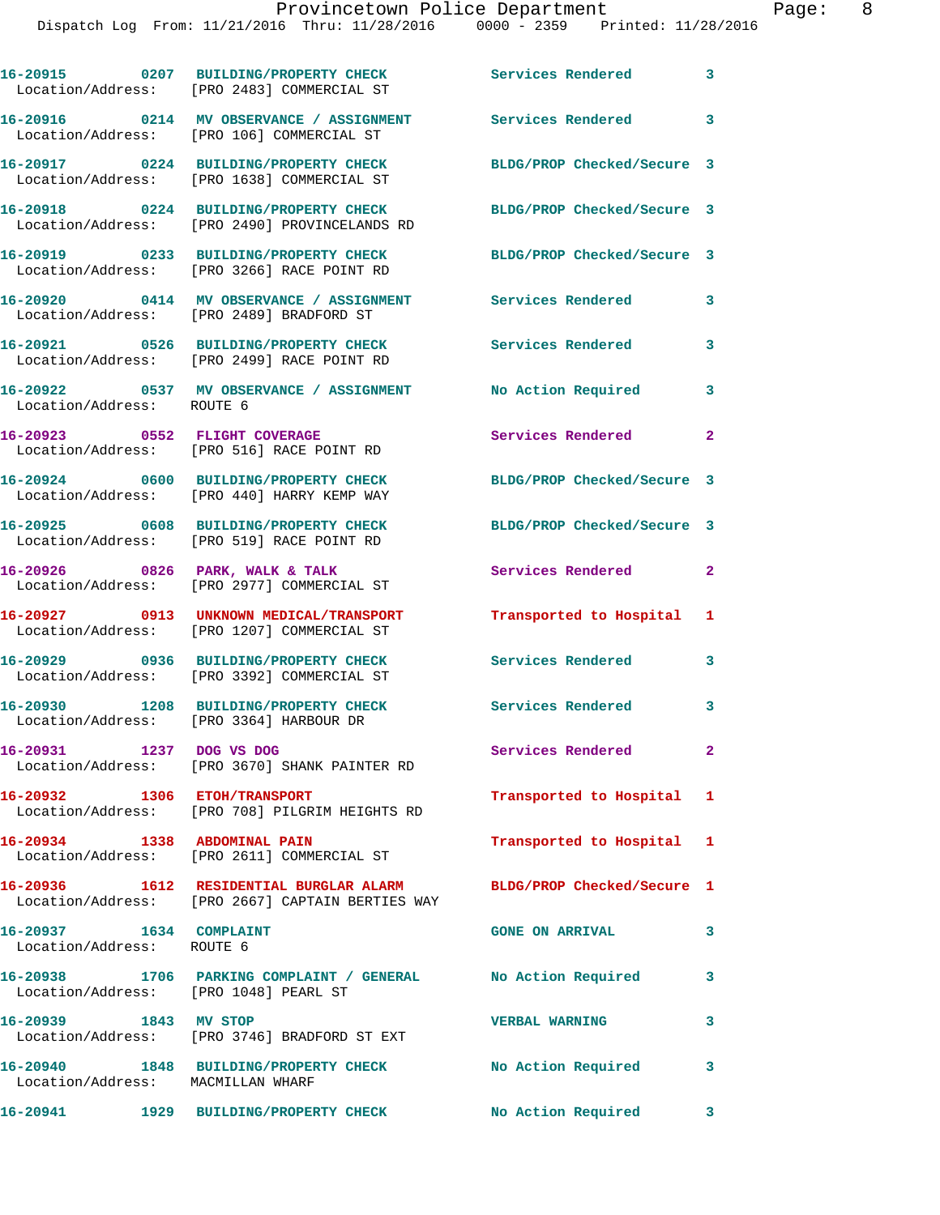16-20915 0207 BUILDING/PROPERTY CHECK Services Rendered 3
Location/Address: [PRO 2483] COMMERCIAL ST

16-20916 0214 MV OBSERVANCE / ASSIGNMENT Services Rendered 3
Location/Address: [PRO 106] COMMERCIAL ST

16-20917 0224 BUILDING/PROPERTY CHECK BLDG/PROP Checked/Secure 3
Location/Address: [PRO 1638] COMMERCIAL ST

16-20918 0224 BUILDING/PROPERTY CHECK BLDG/PROP Checked/Secure 3
Location/Address: [PRO 2490] PROVINCELANDS RD

16-20919 0233 BUILDING/PROPERTY CHECK BLDG/PROP Checked/Secure 3
Location/Address: [PRO 3266] RACE POINT RD

16-20920 0414 MV OBSERVANCE / ASSIGNMENT Services Rendered 3
Location/Address: [PRO 2489] BRADFORD ST

16-20921 0526 BUILDING/PROPERTY CHECK Services Rendered 3
Location/Address: [PRO 2499] RACE POINT RD

16-20922 0537 MV OBSERVANCE / ASSIGNMENT No Action Required 3
Location/Address: ROUTE 6

16-20923 0552 FLIGHT COVERAGE Services Rendered 2
Location/Address: [PRO 516] RACE POINT RD

16-20924 0600 BUILDING/PROPERTY CHECK BLDG/PROP Checked/Secure 3
Location/Address: [PRO 440] HARRY KEMP WAY

16-20925 0608 BUILDING/PROPERTY CHECK BLDG/PROP Checked/Secure 3
Location/Address: [PRO 519] RACE POINT RD

16-20926 0826 PARK, WALK & TALK Services Rendered 2
Location/Address: [PRO 2977] COMMERCIAL ST

16-20927 0913 UNKNOWN MEDICAL/TRANSPORT Transported to Hospital 1
Location/Address: [PRO 1207] COMMERCIAL ST

16-20929 0936 BUILDING/PROPERTY CHECK Services Rendered 3
Location/Address: [PRO 3392] COMMERCIAL ST

16-20930 1208 BUILDING/PROPERTY CHECK Services Rendered 3
Location/Address: [PRO 3364] HARBOUR DR

16-20931 1237 DOG VS DOG Services Rendered 2
Location/Address: [PRO 3670] SHANK PAINTER RD

16-20932 1306 ETOH/TRANSPORT Transported to Hospital 1
Location/Address: [PRO 708] PILGRIM HEIGHTS RD

16-20934 1338 ABDOMINAL PAIN Transported to Hospital 1
Location/Address: [PRO 2611] COMMERCIAL ST

16-20936 1612 RESIDENTIAL BURGLAR ALARM BLDG/PROP Checked/Secure 1
Location/Address: [PRO 2667] CAPTAIN BERTIES WAY

16-20937 1634 COMPLAINT GONE ON ARRIVAL 3
Location/Address: ROUTE 6

16-20938 1706 PARKING COMPLAINT / GENERAL No Action Required 3
Location/Address: [PRO 1048] PEARL ST

16-20939 1843 MV STOP VERBAL WARNING 3
Location/Address: [PRO 3746] BRADFORD ST EXT

16-20940 1848 BUILDING/PROPERTY CHECK No Action Required 3
Location/Address: MACMILLAN WHARF

16-20941 1929 BUILDING/PROPERTY CHECK No Action Required 3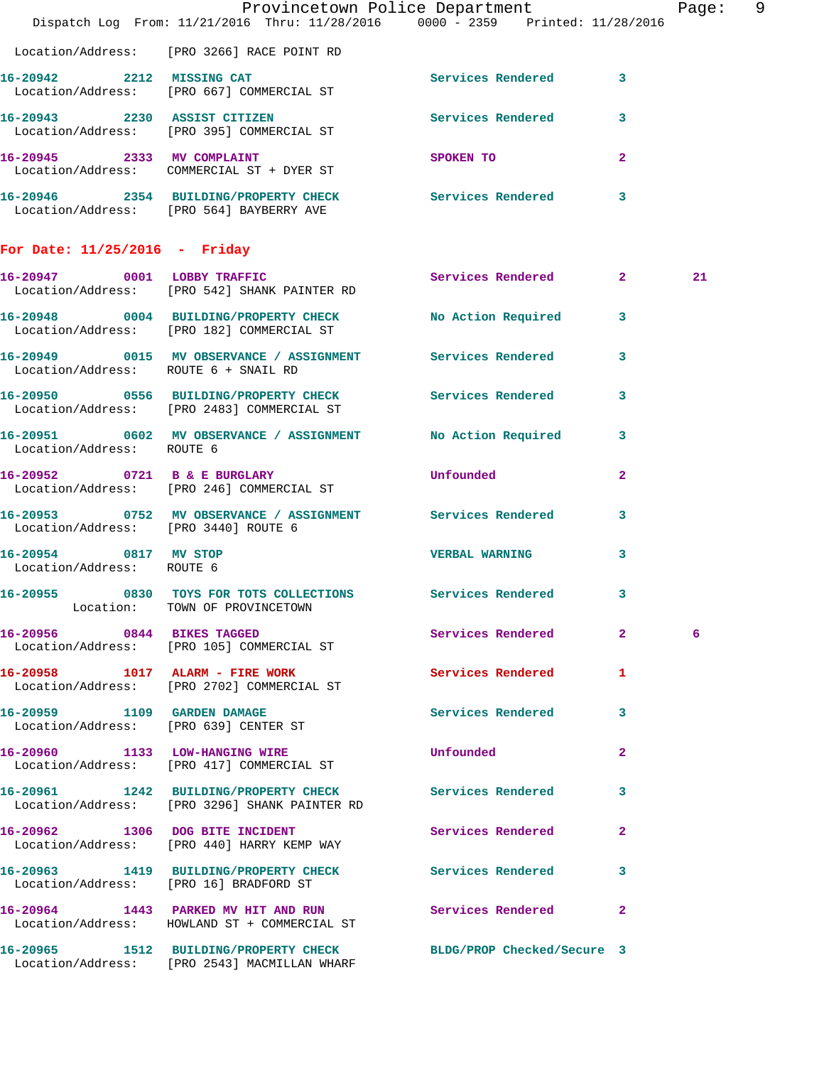Location/Address: [PRO 3266] RACE POINT RD

| Call # | Time | Call Type | Action | Priority | |
|---|---|---|---|---|---|
| 16-20942 | 2212 | MISSING CAT | Services Rendered | 3 | |
| | | Location/Address: [PRO 667] COMMERCIAL ST | | | |
| 16-20943 | 2230 | ASSIST CITIZEN | Services Rendered | 3 | |
| | | Location/Address: [PRO 395] COMMERCIAL ST | | | |
| 16-20945 | 2333 | MV COMPLAINT | SPOKEN TO | 2 | |
| | | Location/Address: COMMERCIAL ST + DYER ST | | | |
| 16-20946 | 2354 | BUILDING/PROPERTY CHECK | Services Rendered | 3 | |
| | | Location/Address: [PRO 564] BAYBERRY AVE | | | |

## For Date: 11/25/2016 - Friday

| Call # | Time | Call Type | Action | Priority | |
|---|---|---|---|---|---|
| 16-20947 | 0001 | LOBBY TRAFFIC | Services Rendered | 2 | 21 |
| | | Location/Address: [PRO 542] SHANK PAINTER RD | | | |
| 16-20948 | 0004 | BUILDING/PROPERTY CHECK | No Action Required | 3 | |
| | | Location/Address: [PRO 182] COMMERCIAL ST | | | |
| 16-20949 | 0015 | MV OBSERVANCE / ASSIGNMENT | Services Rendered | 3 | |
| | | Location/Address: ROUTE 6 + SNAIL RD | | | |
| 16-20950 | 0556 | BUILDING/PROPERTY CHECK | Services Rendered | 3 | |
| | | Location/Address: [PRO 2483] COMMERCIAL ST | | | |
| 16-20951 | 0602 | MV OBSERVANCE / ASSIGNMENT | No Action Required | 3 | |
| | | Location/Address: ROUTE 6 | | | |
| 16-20952 | 0721 | B & E BURGLARY | Unfounded | 2 | |
| | | Location/Address: [PRO 246] COMMERCIAL ST | | | |
| 16-20953 | 0752 | MV OBSERVANCE / ASSIGNMENT | Services Rendered | 3 | |
| | | Location/Address: [PRO 3440] ROUTE 6 | | | |
| 16-20954 | 0817 | MV STOP | VERBAL WARNING | 3 | |
| | | Location/Address: ROUTE 6 | | | |
| 16-20955 | 0830 | TOYS FOR TOTS COLLECTIONS | Services Rendered | 3 | |
| | | Location: TOWN OF PROVINCETOWN | | | |
| 16-20956 | 0844 | BIKES TAGGED | Services Rendered | 2 | 6 |
| | | Location/Address: [PRO 105] COMMERCIAL ST | | | |
| 16-20958 | 1017 | ALARM - FIRE WORK | Services Rendered | 1 | |
| | | Location/Address: [PRO 2702] COMMERCIAL ST | | | |
| 16-20959 | 1109 | GARDEN DAMAGE | Services Rendered | 3 | |
| | | Location/Address: [PRO 639] CENTER ST | | | |
| 16-20960 | 1133 | LOW-HANGING WIRE | Unfounded | 2 | |
| | | Location/Address: [PRO 417] COMMERCIAL ST | | | |
| 16-20961 | 1242 | BUILDING/PROPERTY CHECK | Services Rendered | 3 | |
| | | Location/Address: [PRO 3296] SHANK PAINTER RD | | | |
| 16-20962 | 1306 | DOG BITE INCIDENT | Services Rendered | 2 | |
| | | Location/Address: [PRO 440] HARRY KEMP WAY | | | |
| 16-20963 | 1419 | BUILDING/PROPERTY CHECK | Services Rendered | 3 | |
| | | Location/Address: [PRO 16] BRADFORD ST | | | |
| 16-20964 | 1443 | PARKED MV HIT AND RUN | Services Rendered | 2 | |
| | | Location/Address: HOWLAND ST + COMMERCIAL ST | | | |
| 16-20965 | 1512 | BUILDING/PROPERTY CHECK | BLDG/PROP Checked/Secure | 3 | |
| | | Location/Address: [PRO 2543] MACMILLAN WHARF | | | |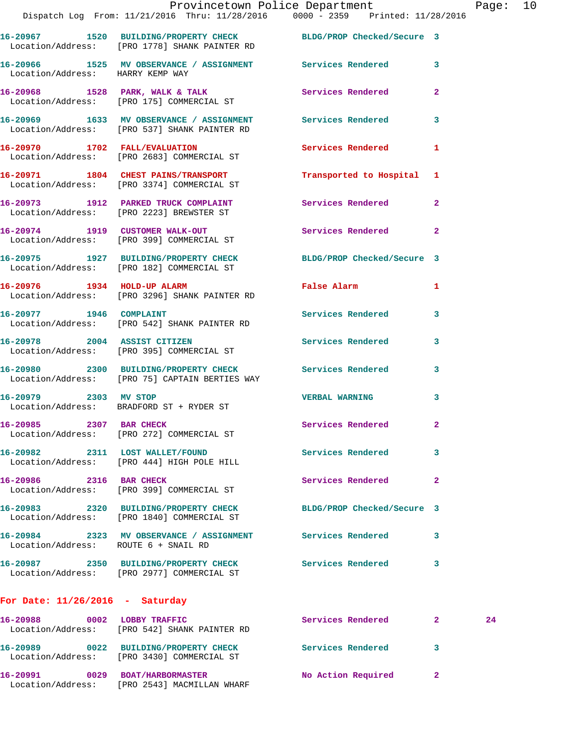16-20967 1520 BUILDING/PROPERTY CHECK BLDG/PROP Checked/Secure 3
Location/Address: [PRO 1778] SHANK PAINTER RD

16-20966 1525 MV OBSERVANCE / ASSIGNMENT Services Rendered 3
Location/Address: HARRY KEMP WAY

16-20968 1528 PARK, WALK & TALK Services Rendered 2
Location/Address: [PRO 175] COMMERCIAL ST

16-20969 1633 MV OBSERVANCE / ASSIGNMENT Services Rendered 3
Location/Address: [PRO 537] SHANK PAINTER RD

16-20970 1702 FALL/EVALUATION Services Rendered 1
Location/Address: [PRO 2683] COMMERCIAL ST

16-20971 1804 CHEST PAINS/TRANSPORT Transported to Hospital 1
Location/Address: [PRO 3374] COMMERCIAL ST

16-20973 1912 PARKED TRUCK COMPLAINT Services Rendered 2
Location/Address: [PRO 2223] BREWSTER ST

16-20974 1919 CUSTOMER WALK-OUT Services Rendered 2
Location/Address: [PRO 399] COMMERCIAL ST

16-20975 1927 BUILDING/PROPERTY CHECK BLDG/PROP Checked/Secure 3
Location/Address: [PRO 182] COMMERCIAL ST

16-20976 1934 HOLD-UP ALARM False Alarm 1
Location/Address: [PRO 3296] SHANK PAINTER RD

16-20977 1946 COMPLAINT Services Rendered 3
Location/Address: [PRO 542] SHANK PAINTER RD

16-20978 2004 ASSIST CITIZEN Services Rendered 3
Location/Address: [PRO 395] COMMERCIAL ST

16-20980 2300 BUILDING/PROPERTY CHECK Services Rendered 3
Location/Address: [PRO 75] CAPTAIN BERTIES WAY

16-20979 2303 MV STOP VERBAL WARNING 3
Location/Address: BRADFORD ST + RYDER ST

16-20985 2307 BAR CHECK Services Rendered 2
Location/Address: [PRO 272] COMMERCIAL ST

16-20982 2311 LOST WALLET/FOUND Services Rendered 3
Location/Address: [PRO 444] HIGH POLE HILL

16-20986 2316 BAR CHECK Services Rendered 2
Location/Address: [PRO 399] COMMERCIAL ST

16-20983 2320 BUILDING/PROPERTY CHECK BLDG/PROP Checked/Secure 3
Location/Address: [PRO 1840] COMMERCIAL ST

16-20984 2323 MV OBSERVANCE / ASSIGNMENT Services Rendered 3
Location/Address: ROUTE 6 + SNAIL RD

16-20987 2350 BUILDING/PROPERTY CHECK Services Rendered 3
Location/Address: [PRO 2977] COMMERCIAL ST

**For Date: 11/26/2016 - Saturday**

16-20988 0002 LOBBY TRAFFIC Services Rendered 2 24
Location/Address: [PRO 542] SHANK PAINTER RD

16-20989 0022 BUILDING/PROPERTY CHECK Services Rendered 3
Location/Address: [PRO 3430] COMMERCIAL ST

16-20991 0029 BOAT/HARBORMASTER No Action Required 2
Location/Address: [PRO 2543] MACMILLAN WHARF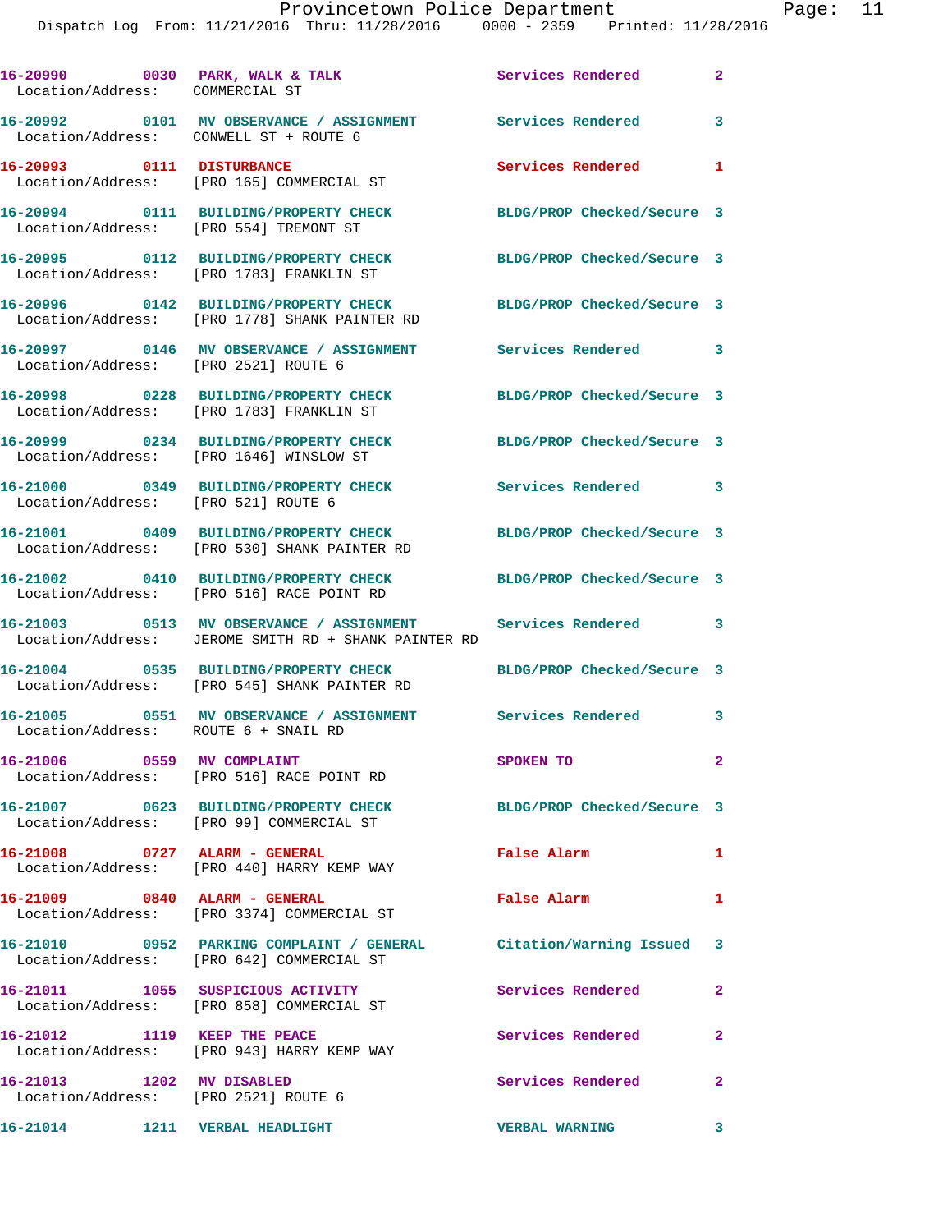16-20990 0030 PARK, WALK & TALK Services Rendered 2
Location/Address: COMMERCIAL ST

16-20992 0101 MV OBSERVANCE / ASSIGNMENT Services Rendered 3
Location/Address: CONWELL ST + ROUTE 6

16-20993 0111 DISTURBANCE Services Rendered 1
Location/Address: [PRO 165] COMMERCIAL ST

16-20994 0111 BUILDING/PROPERTY CHECK BLDG/PROP Checked/Secure 3
Location/Address: [PRO 554] TREMONT ST

16-20995 0112 BUILDING/PROPERTY CHECK BLDG/PROP Checked/Secure 3
Location/Address: [PRO 1783] FRANKLIN ST

16-20996 0142 BUILDING/PROPERTY CHECK BLDG/PROP Checked/Secure 3
Location/Address: [PRO 1778] SHANK PAINTER RD

16-20997 0146 MV OBSERVANCE / ASSIGNMENT Services Rendered 3
Location/Address: [PRO 2521] ROUTE 6

16-20998 0228 BUILDING/PROPERTY CHECK BLDG/PROP Checked/Secure 3
Location/Address: [PRO 1783] FRANKLIN ST

16-20999 0234 BUILDING/PROPERTY CHECK BLDG/PROP Checked/Secure 3
Location/Address: [PRO 1646] WINSLOW ST

16-21000 0349 BUILDING/PROPERTY CHECK Services Rendered 3
Location/Address: [PRO 521] ROUTE 6

16-21001 0409 BUILDING/PROPERTY CHECK BLDG/PROP Checked/Secure 3
Location/Address: [PRO 530] SHANK PAINTER RD

16-21002 0410 BUILDING/PROPERTY CHECK BLDG/PROP Checked/Secure 3
Location/Address: [PRO 516] RACE POINT RD

16-21003 0513 MV OBSERVANCE / ASSIGNMENT Services Rendered 3
Location/Address: JEROME SMITH RD + SHANK PAINTER RD

16-21004 0535 BUILDING/PROPERTY CHECK BLDG/PROP Checked/Secure 3
Location/Address: [PRO 545] SHANK PAINTER RD

16-21005 0551 MV OBSERVANCE / ASSIGNMENT Services Rendered 3
Location/Address: ROUTE 6 + SNAIL RD

16-21006 0559 MV COMPLAINT SPOKEN TO 2
Location/Address: [PRO 516] RACE POINT RD

16-21007 0623 BUILDING/PROPERTY CHECK BLDG/PROP Checked/Secure 3
Location/Address: [PRO 99] COMMERCIAL ST

16-21008 0727 ALARM - GENERAL False Alarm 1
Location/Address: [PRO 440] HARRY KEMP WAY

16-21009 0840 ALARM - GENERAL False Alarm 1
Location/Address: [PRO 3374] COMMERCIAL ST

16-21010 0952 PARKING COMPLAINT / GENERAL Citation/Warning Issued 3
Location/Address: [PRO 642] COMMERCIAL ST

16-21011 1055 SUSPICIOUS ACTIVITY Services Rendered 2
Location/Address: [PRO 858] COMMERCIAL ST

16-21012 1119 KEEP THE PEACE Services Rendered 2
Location/Address: [PRO 943] HARRY KEMP WAY

16-21013 1202 MV DISABLED Services Rendered 2
Location/Address: [PRO 2521] ROUTE 6

16-21014 1211 VERBAL HEADLIGHT VERBAL WARNING 3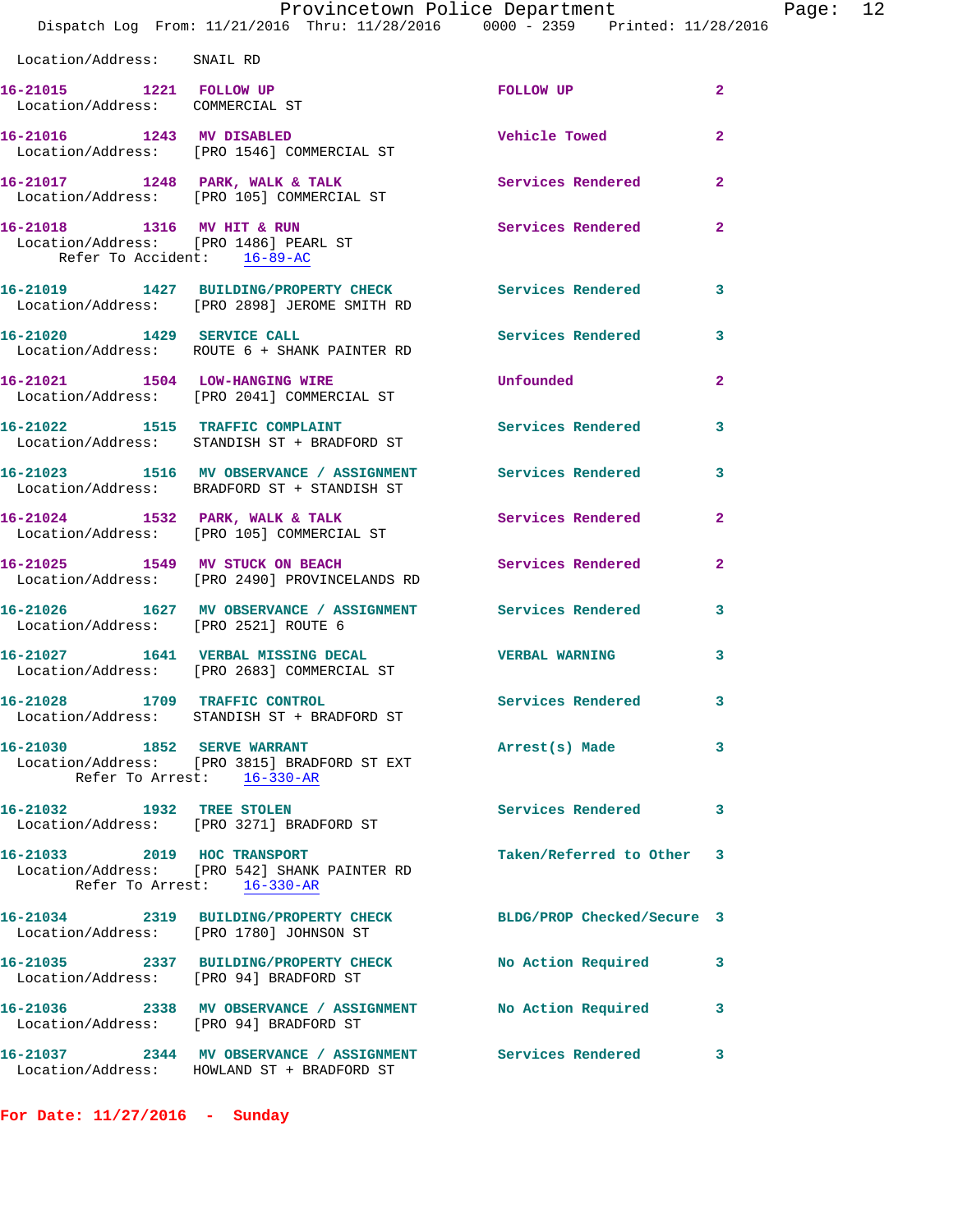Location/Address: SNAIL RD

| Call Number | Time | Call Reason | Action | Priority |
|---|---|---|---|---|
| 16-21015 | 1221 | FOLLOW UP | FOLLOW UP | 2 |

Location/Address: COMMERCIAL ST

| Call Number | Time | Call Reason | Action | Priority |
|---|---|---|---|---|
| 16-21016 | 1243 | MV DISABLED | Vehicle Towed | 2 |

Location/Address: [PRO 1546] COMMERCIAL ST

| Call Number | Time | Call Reason | Action | Priority |
|---|---|---|---|---|
| 16-21017 | 1248 | PARK, WALK & TALK | Services Rendered | 2 |

Location/Address: [PRO 105] COMMERCIAL ST

| Call Number | Time | Call Reason | Action | Priority |
|---|---|---|---|---|
| 16-21018 | 1316 | MV HIT & RUN | Services Rendered | 2 |

Location/Address: [PRO 1486] PEARL ST
Refer To Accident: 16-89-AC

| Call Number | Time | Call Reason | Action | Priority |
|---|---|---|---|---|
| 16-21019 | 1427 | BUILDING/PROPERTY CHECK | Services Rendered | 3 |

Location/Address: [PRO 2898] JEROME SMITH RD

| Call Number | Time | Call Reason | Action | Priority |
|---|---|---|---|---|
| 16-21020 | 1429 | SERVICE CALL | Services Rendered | 3 |

Location/Address: ROUTE 6 + SHANK PAINTER RD

| Call Number | Time | Call Reason | Action | Priority |
|---|---|---|---|---|
| 16-21021 | 1504 | LOW-HANGING WIRE | Unfounded | 2 |

Location/Address: [PRO 2041] COMMERCIAL ST

| Call Number | Time | Call Reason | Action | Priority |
|---|---|---|---|---|
| 16-21022 | 1515 | TRAFFIC COMPLAINT | Services Rendered | 3 |

Location/Address: STANDISH ST + BRADFORD ST

| Call Number | Time | Call Reason | Action | Priority |
|---|---|---|---|---|
| 16-21023 | 1516 | MV OBSERVANCE / ASSIGNMENT | Services Rendered | 3 |

Location/Address: BRADFORD ST + STANDISH ST

| Call Number | Time | Call Reason | Action | Priority |
|---|---|---|---|---|
| 16-21024 | 1532 | PARK, WALK & TALK | Services Rendered | 2 |

Location/Address: [PRO 105] COMMERCIAL ST

| Call Number | Time | Call Reason | Action | Priority |
|---|---|---|---|---|
| 16-21025 | 1549 | MV STUCK ON BEACH | Services Rendered | 2 |

Location/Address: [PRO 2490] PROVINCELANDS RD

| Call Number | Time | Call Reason | Action | Priority |
|---|---|---|---|---|
| 16-21026 | 1627 | MV OBSERVANCE / ASSIGNMENT | Services Rendered | 3 |

Location/Address: [PRO 2521] ROUTE 6

| Call Number | Time | Call Reason | Action | Priority |
|---|---|---|---|---|
| 16-21027 | 1641 | VERBAL MISSING DECAL | VERBAL WARNING | 3 |

Location/Address: [PRO 2683] COMMERCIAL ST

| Call Number | Time | Call Reason | Action | Priority |
|---|---|---|---|---|
| 16-21028 | 1709 | TRAFFIC CONTROL | Services Rendered | 3 |

Location/Address: STANDISH ST + BRADFORD ST

| Call Number | Time | Call Reason | Action | Priority |
|---|---|---|---|---|
| 16-21030 | 1852 | SERVE WARRANT | Arrest(s) Made | 3 |

Location/Address: [PRO 3815] BRADFORD ST EXT
Refer To Arrest: 16-330-AR

| Call Number | Time | Call Reason | Action | Priority |
|---|---|---|---|---|
| 16-21032 | 1932 | TREE STOLEN | Services Rendered | 3 |

Location/Address: [PRO 3271] BRADFORD ST

| Call Number | Time | Call Reason | Action | Priority |
|---|---|---|---|---|
| 16-21033 | 2019 | HOC TRANSPORT | Taken/Referred to Other | 3 |

Location/Address: [PRO 542] SHANK PAINTER RD
Refer To Arrest: 16-330-AR

| Call Number | Time | Call Reason | Action | Priority |
|---|---|---|---|---|
| 16-21034 | 2319 | BUILDING/PROPERTY CHECK | BLDG/PROP Checked/Secure | 3 |

Location/Address: [PRO 1780] JOHNSON ST

| Call Number | Time | Call Reason | Action | Priority |
|---|---|---|---|---|
| 16-21035 | 2337 | BUILDING/PROPERTY CHECK | No Action Required | 3 |

Location/Address: [PRO 94] BRADFORD ST

| Call Number | Time | Call Reason | Action | Priority |
|---|---|---|---|---|
| 16-21036 | 2338 | MV OBSERVANCE / ASSIGNMENT | No Action Required | 3 |

Location/Address: [PRO 94] BRADFORD ST

| Call Number | Time | Call Reason | Action | Priority |
|---|---|---|---|---|
| 16-21037 | 2344 | MV OBSERVANCE / ASSIGNMENT | Services Rendered | 3 |

Location/Address: HOWLAND ST + BRADFORD ST

**For Date: 11/27/2016 - Sunday**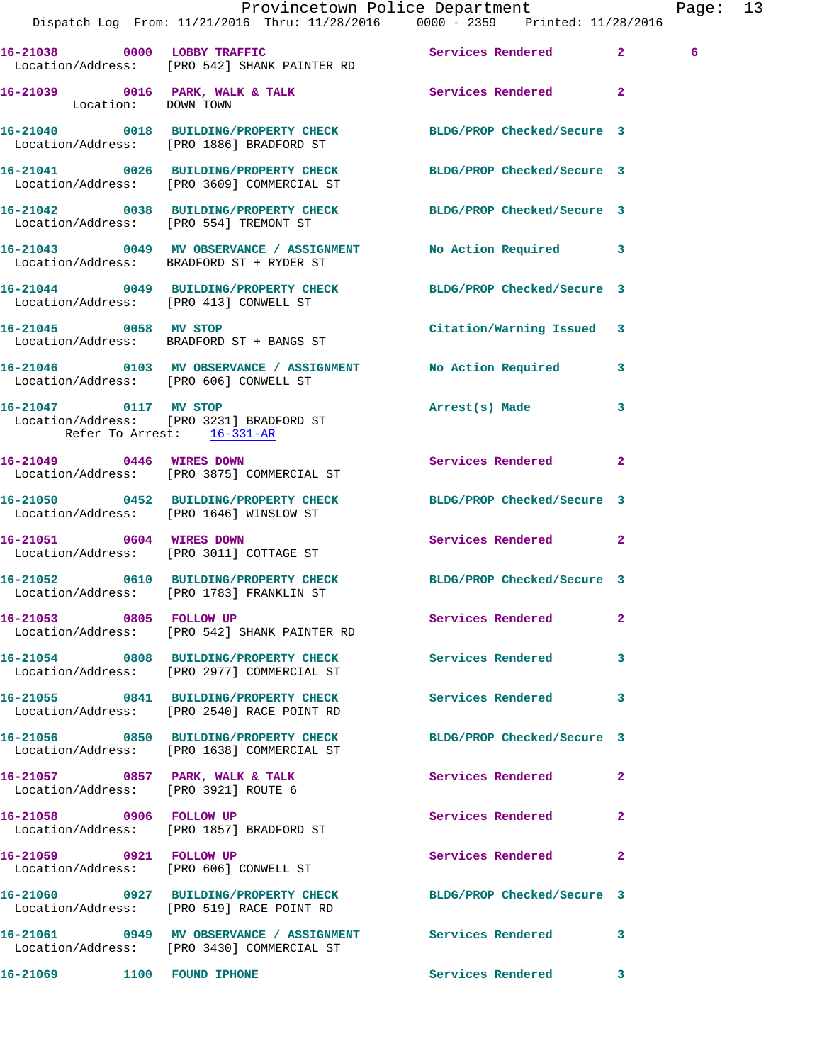**16-21038 0000 LOBBY TRAFFIC** Services Rendered 2 6
Location/Address: [PRO 542] SHANK PAINTER RD

**16-21039 0016 PARK, WALK & TALK** Services Rendered 2
Location: DOWN TOWN

**16-21040 0018 BUILDING/PROPERTY CHECK** BLDG/PROP Checked/Secure 3
Location/Address: [PRO 1886] BRADFORD ST

**16-21041 0026 BUILDING/PROPERTY CHECK** BLDG/PROP Checked/Secure 3
Location/Address: [PRO 3609] COMMERCIAL ST

**16-21042 0038 BUILDING/PROPERTY CHECK** BLDG/PROP Checked/Secure 3
Location/Address: [PRO 554] TREMONT ST

**16-21043 0049 MV OBSERVANCE / ASSIGNMENT** No Action Required 3
Location/Address: BRADFORD ST + RYDER ST

**16-21044 0049 BUILDING/PROPERTY CHECK** BLDG/PROP Checked/Secure 3
Location/Address: [PRO 413] CONWELL ST

**16-21045 0058 MV STOP** Citation/Warning Issued 3
Location/Address: BRADFORD ST + BANGS ST

**16-21046 0103 MV OBSERVANCE / ASSIGNMENT** No Action Required 3
Location/Address: [PRO 606] CONWELL ST

**16-21047 0117 MV STOP** Arrest(s) Made 3
Location/Address: [PRO 3231] BRADFORD ST
Refer To Arrest: 16-331-AR

**16-21049 0446 WIRES DOWN** Services Rendered 2
Location/Address: [PRO 3875] COMMERCIAL ST

**16-21050 0452 BUILDING/PROPERTY CHECK** BLDG/PROP Checked/Secure 3
Location/Address: [PRO 1646] WINSLOW ST

**16-21051 0604 WIRES DOWN** Services Rendered 2
Location/Address: [PRO 3011] COTTAGE ST

**16-21052 0610 BUILDING/PROPERTY CHECK** BLDG/PROP Checked/Secure 3
Location/Address: [PRO 1783] FRANKLIN ST

**16-21053 0805 FOLLOW UP** Services Rendered 2
Location/Address: [PRO 542] SHANK PAINTER RD

**16-21054 0808 BUILDING/PROPERTY CHECK** Services Rendered 3
Location/Address: [PRO 2977] COMMERCIAL ST

**16-21055 0841 BUILDING/PROPERTY CHECK** Services Rendered 3
Location/Address: [PRO 2540] RACE POINT RD

**16-21056 0850 BUILDING/PROPERTY CHECK** BLDG/PROP Checked/Secure 3
Location/Address: [PRO 1638] COMMERCIAL ST

**16-21057 0857 PARK, WALK & TALK** Services Rendered 2
Location/Address: [PRO 3921] ROUTE 6

**16-21058 0906 FOLLOW UP** Services Rendered 2
Location/Address: [PRO 1857] BRADFORD ST

**16-21059 0921 FOLLOW UP** Services Rendered 2
Location/Address: [PRO 606] CONWELL ST

**16-21060 0927 BUILDING/PROPERTY CHECK** BLDG/PROP Checked/Secure 3
Location/Address: [PRO 519] RACE POINT RD

**16-21061 0949 MV OBSERVANCE / ASSIGNMENT** Services Rendered 3
Location/Address: [PRO 3430] COMMERCIAL ST

**16-21069 1100 FOUND IPHONE** Services Rendered 3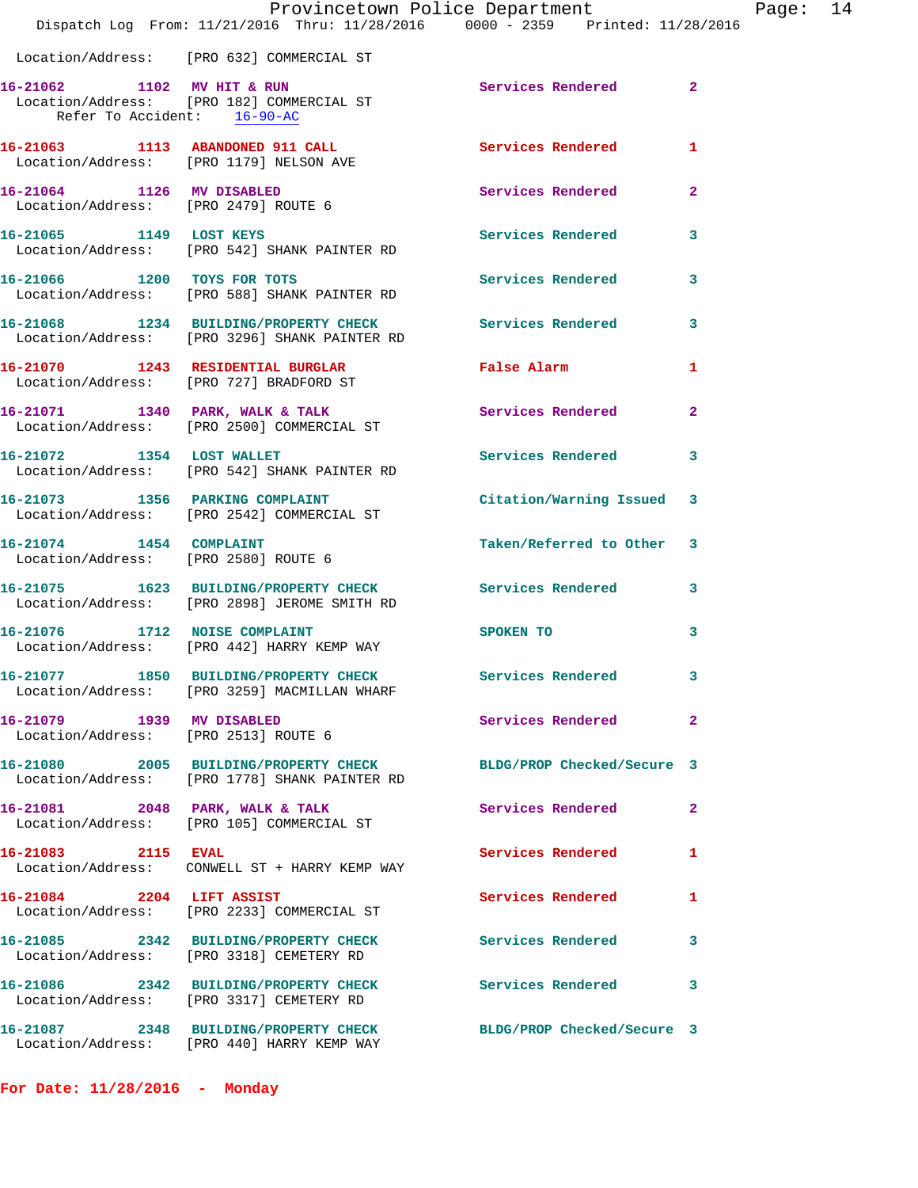Location/Address: [PRO 632] COMMERCIAL ST

**16-21062** 1102 **MV HIT & RUN** Services Rendered 2
Location/Address: [PRO 182] COMMERCIAL ST
Refer To Accident: 16-90-AC

**16-21063** 1113 **ABANDONED 911 CALL** Services Rendered 1
Location/Address: [PRO 1179] NELSON AVE

**16-21064** 1126 **MV DISABLED** Services Rendered 2
Location/Address: [PRO 2479] ROUTE 6

**16-21065** 1149 **LOST KEYS** Services Rendered 3
Location/Address: [PRO 542] SHANK PAINTER RD

**16-21066** 1200 **TOYS FOR TOTS** Services Rendered 3
Location/Address: [PRO 588] SHANK PAINTER RD

**16-21068** 1234 **BUILDING/PROPERTY CHECK** Services Rendered 3
Location/Address: [PRO 3296] SHANK PAINTER RD

**16-21070** 1243 **RESIDENTIAL BURGLAR** False Alarm 1
Location/Address: [PRO 727] BRADFORD ST

**16-21071** 1340 **PARK, WALK & TALK** Services Rendered 2
Location/Address: [PRO 2500] COMMERCIAL ST

**16-21072** 1354 **LOST WALLET** Services Rendered 3
Location/Address: [PRO 542] SHANK PAINTER RD

**16-21073** 1356 **PARKING COMPLAINT** Citation/Warning Issued 3
Location/Address: [PRO 2542] COMMERCIAL ST

**16-21074** 1454 **COMPLAINT** Taken/Referred to Other 3
Location/Address: [PRO 2580] ROUTE 6

**16-21075** 1623 **BUILDING/PROPERTY CHECK** Services Rendered 3
Location/Address: [PRO 2898] JEROME SMITH RD

**16-21076** 1712 **NOISE COMPLAINT** SPOKEN TO 3
Location/Address: [PRO 442] HARRY KEMP WAY

**16-21077** 1850 **BUILDING/PROPERTY CHECK** Services Rendered 3
Location/Address: [PRO 3259] MACMILLAN WHARF

**16-21079** 1939 **MV DISABLED** Services Rendered 2
Location/Address: [PRO 2513] ROUTE 6

**16-21080** 2005 **BUILDING/PROPERTY CHECK** BLDG/PROP Checked/Secure 3
Location/Address: [PRO 1778] SHANK PAINTER RD

**16-21081** 2048 **PARK, WALK & TALK** Services Rendered 2
Location/Address: [PRO 105] COMMERCIAL ST

**16-21083** 2115 **EVAL** Services Rendered 1
Location/Address: CONWELL ST + HARRY KEMP WAY

**16-21084** 2204 **LIFT ASSIST** Services Rendered 1
Location/Address: [PRO 2233] COMMERCIAL ST

**16-21085** 2342 **BUILDING/PROPERTY CHECK** Services Rendered 3
Location/Address: [PRO 3318] CEMETERY RD

**16-21086** 2342 **BUILDING/PROPERTY CHECK** Services Rendered 3
Location/Address: [PRO 3317] CEMETERY RD

**16-21087** 2348 **BUILDING/PROPERTY CHECK** BLDG/PROP Checked/Secure 3
Location/Address: [PRO 440] HARRY KEMP WAY

**For Date: 11/28/2016 - Monday**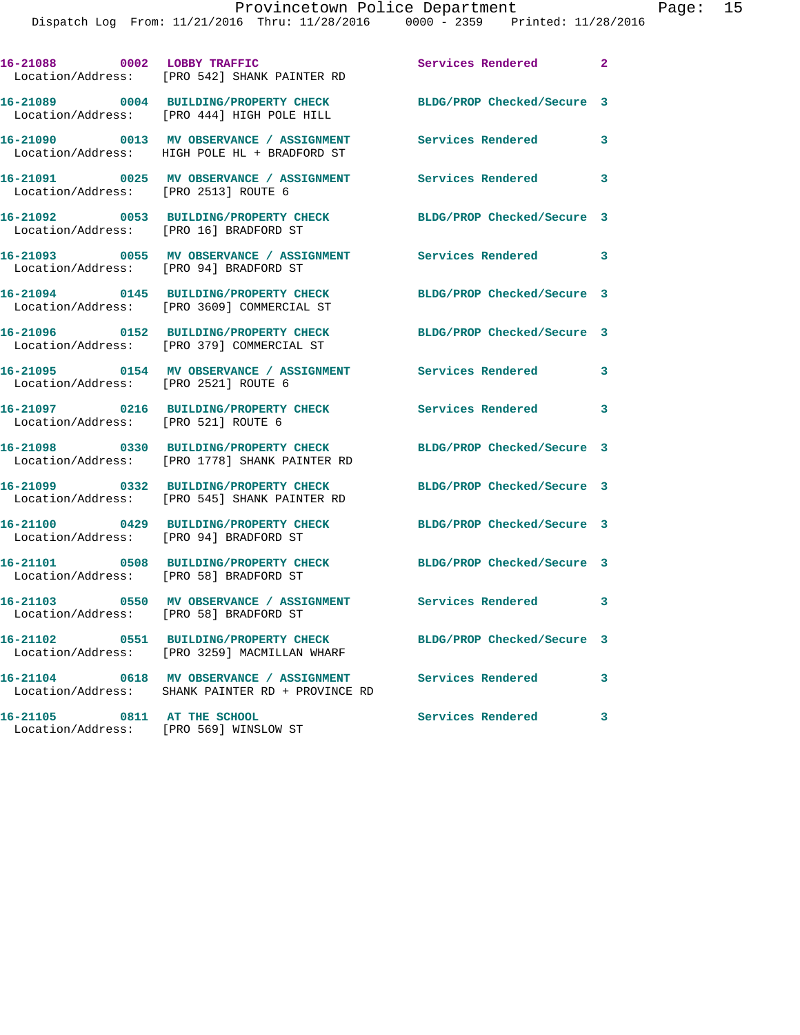| | | | | |
|---|---|---|---|---|
| 16-21088 | 0002 | LOBBY TRAFFIC | Services Rendered | 2 |
| Location/Address: | [PRO 542] SHANK PAINTER RD | | | |
| 16-21089 | 0004 | BUILDING/PROPERTY CHECK | BLDG/PROP Checked/Secure | 3 |
| Location/Address: | [PRO 444] HIGH POLE HILL | | | |
| 16-21090 | 0013 | MV OBSERVANCE / ASSIGNMENT | Services Rendered | 3 |
| Location/Address: | HIGH POLE HL + BRADFORD ST | | | |
| 16-21091 | 0025 | MV OBSERVANCE / ASSIGNMENT | Services Rendered | 3 |
| Location/Address: | [PRO 2513] ROUTE 6 | | | |
| 16-21092 | 0053 | BUILDING/PROPERTY CHECK | BLDG/PROP Checked/Secure | 3 |
| Location/Address: | [PRO 16] BRADFORD ST | | | |
| 16-21093 | 0055 | MV OBSERVANCE / ASSIGNMENT | Services Rendered | 3 |
| Location/Address: | [PRO 94] BRADFORD ST | | | |
| 16-21094 | 0145 | BUILDING/PROPERTY CHECK | BLDG/PROP Checked/Secure | 3 |
| Location/Address: | [PRO 3609] COMMERCIAL ST | | | |
| 16-21096 | 0152 | BUILDING/PROPERTY CHECK | BLDG/PROP Checked/Secure | 3 |
| Location/Address: | [PRO 379] COMMERCIAL ST | | | |
| 16-21095 | 0154 | MV OBSERVANCE / ASSIGNMENT | Services Rendered | 3 |
| Location/Address: | [PRO 2521] ROUTE 6 | | | |
| 16-21097 | 0216 | BUILDING/PROPERTY CHECK | Services Rendered | 3 |
| Location/Address: | [PRO 521] ROUTE 6 | | | |
| 16-21098 | 0330 | BUILDING/PROPERTY CHECK | BLDG/PROP Checked/Secure | 3 |
| Location/Address: | [PRO 1778] SHANK PAINTER RD | | | |
| 16-21099 | 0332 | BUILDING/PROPERTY CHECK | BLDG/PROP Checked/Secure | 3 |
| Location/Address: | [PRO 545] SHANK PAINTER RD | | | |
| 16-21100 | 0429 | BUILDING/PROPERTY CHECK | BLDG/PROP Checked/Secure | 3 |
| Location/Address: | [PRO 94] BRADFORD ST | | | |
| 16-21101 | 0508 | BUILDING/PROPERTY CHECK | BLDG/PROP Checked/Secure | 3 |
| Location/Address: | [PRO 58] BRADFORD ST | | | |
| 16-21103 | 0550 | MV OBSERVANCE / ASSIGNMENT | Services Rendered | 3 |
| Location/Address: | [PRO 58] BRADFORD ST | | | |
| 16-21102 | 0551 | BUILDING/PROPERTY CHECK | BLDG/PROP Checked/Secure | 3 |
| Location/Address: | [PRO 3259] MACMILLAN WHARF | | | |
| 16-21104 | 0618 | MV OBSERVANCE / ASSIGNMENT | Services Rendered | 3 |
| Location/Address: | SHANK PAINTER RD + PROVINCE RD | | | |
| 16-21105 | 0811 | AT THE SCHOOL | Services Rendered | 3 |
| Location/Address: | [PRO 569] WINSLOW ST | | | |